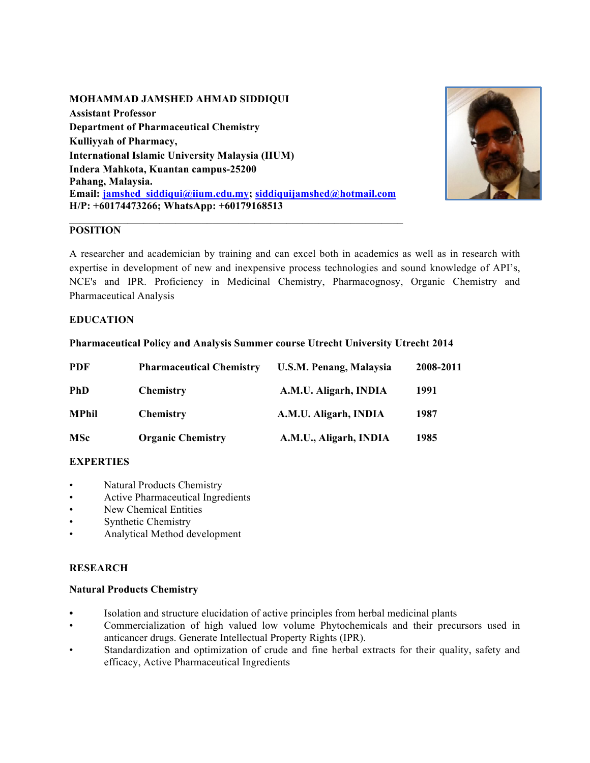**MOHAMMAD JAMSHED AHMAD SIDDIQUI**
**Assistant Professor**
**Department of Pharmaceutical Chemistry**
**Kulliyyah of Pharmacy,**
**International Islamic University Malaysia (IIUM)**
**Indera Mahkota, Kuantan campus-25200**
**Pahang, Malaysia.**
**Email: jamshed_siddiqui@iium.edu.my; siddiquijamshed@hotmail.com**
**H/P: +60174473266; WhatsApp: +60179168513**

---

## POSITION

A researcher and academician by training and can excel both in academics as well as in research with expertise in development of new and inexpensive process technologies and sound knowledge of API's, NCE's and IPR. Proficiency in Medicinal Chemistry, Pharmacognosy, Organic Chemistry and Pharmaceutical Analysis

## EDUCATION

**Pharmaceutical Policy and Analysis Summer course Utrecht University Utrecht 2014**

| | | | |
|---|---|---|---|
| **PDF** | **Pharmaceutical Chemistry** | **U.S.M. Penang, Malaysia** | **2008-2011** |
| **PhD** | **Chemistry** | **A.M.U. Aligarh, INDIA** | **1991** |
| **MPhil** | **Chemistry** | **A.M.U. Aligarh, INDIA** | **1987** |
| **MSc** | **Organic Chemistry** | **A.M.U., Aligarh, INDIA** | **1985** |

## EXPERTIES

- Natural Products Chemistry
- Active Pharmaceutical Ingredients
- New Chemical Entities
- Synthetic Chemistry
- Analytical Method development

## RESEARCH

### Natural Products Chemistry

- Isolation and structure elucidation of active principles from herbal medicinal plants
- Commercialization of high valued low volume Phytochemicals and their precursors used in anticancer drugs. Generate Intellectual Property Rights (IPR).
- Standardization and optimization of crude and fine herbal extracts for their quality, safety and efficacy, Active Pharmaceutical Ingredients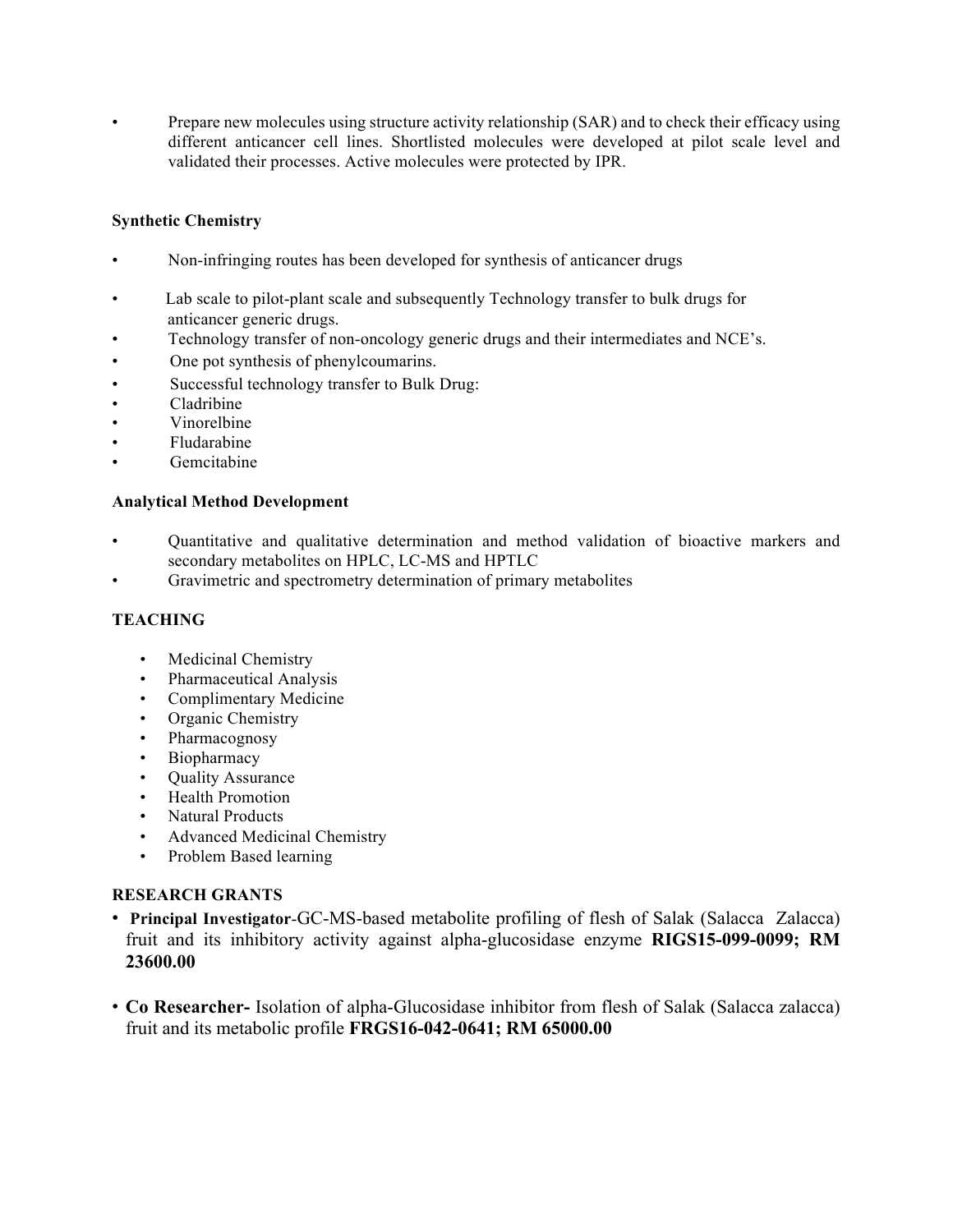- Prepare new molecules using structure activity relationship (SAR) and to check their efficacy using different anticancer cell lines. Shortlisted molecules were developed at pilot scale level and validated their processes. Active molecules were protected by IPR.

**Synthetic Chemistry**

- Non-infringing routes has been developed for synthesis of anticancer drugs
- Lab scale to pilot-plant scale and subsequently Technology transfer to bulk drugs for anticancer generic drugs.
- Technology transfer of non-oncology generic drugs and their intermediates and NCE's.
- One pot synthesis of phenylcoumarins.
- Successful technology transfer to Bulk Drug:
- Cladribine
- Vinorelbine
- Fludarabine
- Gemcitabine

**Analytical Method Development**

- Quantitative and qualitative determination and method validation of bioactive markers and secondary metabolites on HPLC, LC-MS and HPTLC
- Gravimetric and spectrometry determination of primary metabolites

**TEACHING**

- Medicinal Chemistry
- Pharmaceutical Analysis
- Complimentary Medicine
- Organic Chemistry
- Pharmacognosy
- Biopharmacy
- Quality Assurance
- Health Promotion
- Natural Products
- Advanced Medicinal Chemistry
- Problem Based learning

**RESEARCH GRANTS**

- **Principal Investigator**-GC-MS-based metabolite profiling of flesh of Salak (Salacca Zalacca) fruit and its inhibitory activity against alpha-glucosidase enzyme **RIGS15-099-0099; RM 23600.00**

- **Co Researcher-** Isolation of alpha-Glucosidase inhibitor from flesh of Salak (Salacca zalacca) fruit and its metabolic profile **FRGS16-042-0641; RM 65000.00**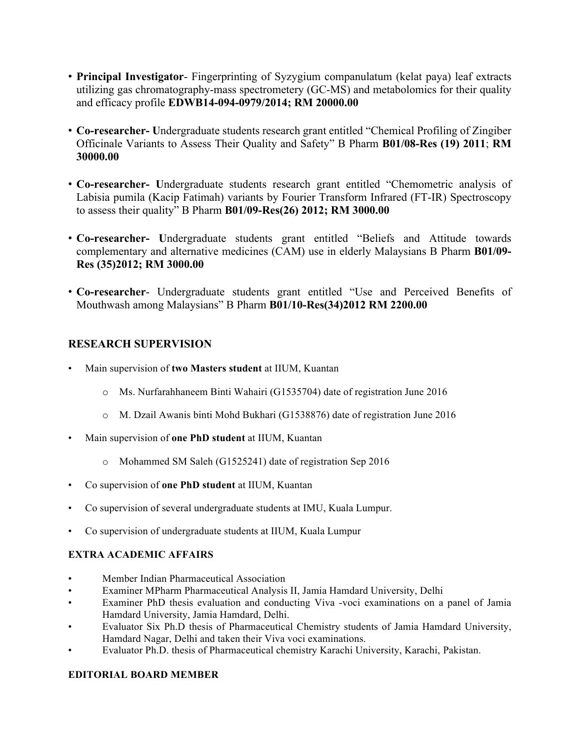- **Principal Investigator**- Fingerprinting of Syzygium companulatum (kelat paya) leaf extracts utilizing gas chromatography-mass spectrometery (GC-MS) and metabolomics for their quality and efficacy profile **EDWB14-094-0979/2014; RM 20000.00**

- **Co-researcher- U**ndergraduate students research grant entitled "Chemical Profiling of Zingiber Officinale Variants to Assess Their Quality and Safety" B Pharm **B01/08-Res (19) 2011**; **RM 30000.00**

- **Co-researcher- U**ndergraduate students research grant entitled "Chemometric analysis of Labisia pumila (Kacip Fatimah) variants by Fourier Transform Infrared (FT-IR) Spectroscopy to assess their quality" B Pharm **B01/09-Res(26) 2012; RM 3000.00**

- **Co-researcher- U**ndergraduate students grant entitled "Beliefs and Attitude towards complementary and alternative medicines (CAM) use in elderly Malaysians B Pharm **B01/09-Res (35)2012; RM 3000.00**

- **Co-researcher**- Undergraduate students grant entitled "Use and Perceived Benefits of Mouthwash among Malaysians" B Pharm **B01/10-Res(34)2012 RM 2200.00**

## RESEARCH SUPERVISION

- Main supervision of **two Masters student** at IIUM, Kuantan
  - Ms. Nurfarahhaneem Binti Wahairi (G1535704) date of registration June 2016
  - M. Dzail Awanis binti Mohd Bukhari (G1538876) date of registration June 2016
- Main supervision of **one PhD student** at IIUM, Kuantan
  - Mohammed SM Saleh (G1525241) date of registration Sep 2016
- Co supervision of **one PhD student** at IIUM, Kuantan
- Co supervision of several undergraduate students at IMU, Kuala Lumpur.
- Co supervision of undergraduate students at IIUM, Kuala Lumpur

### EXTRA ACADEMIC AFFAIRS

- Member Indian Pharmaceutical Association
- Examiner MPharm Pharmaceutical Analysis II, Jamia Hamdard University, Delhi
- Examiner PhD thesis evaluation and conducting Viva -voci examinations on a panel of Jamia Hamdard University, Jamia Hamdard, Delhi.
- Evaluator Six Ph.D thesis of Pharmaceutical Chemistry students of Jamia Hamdard University, Hamdard Nagar, Delhi and taken their Viva voci examinations.
- Evaluator Ph.D. thesis of Pharmaceutical chemistry Karachi University, Karachi, Pakistan.

### EDITORIAL BOARD MEMBER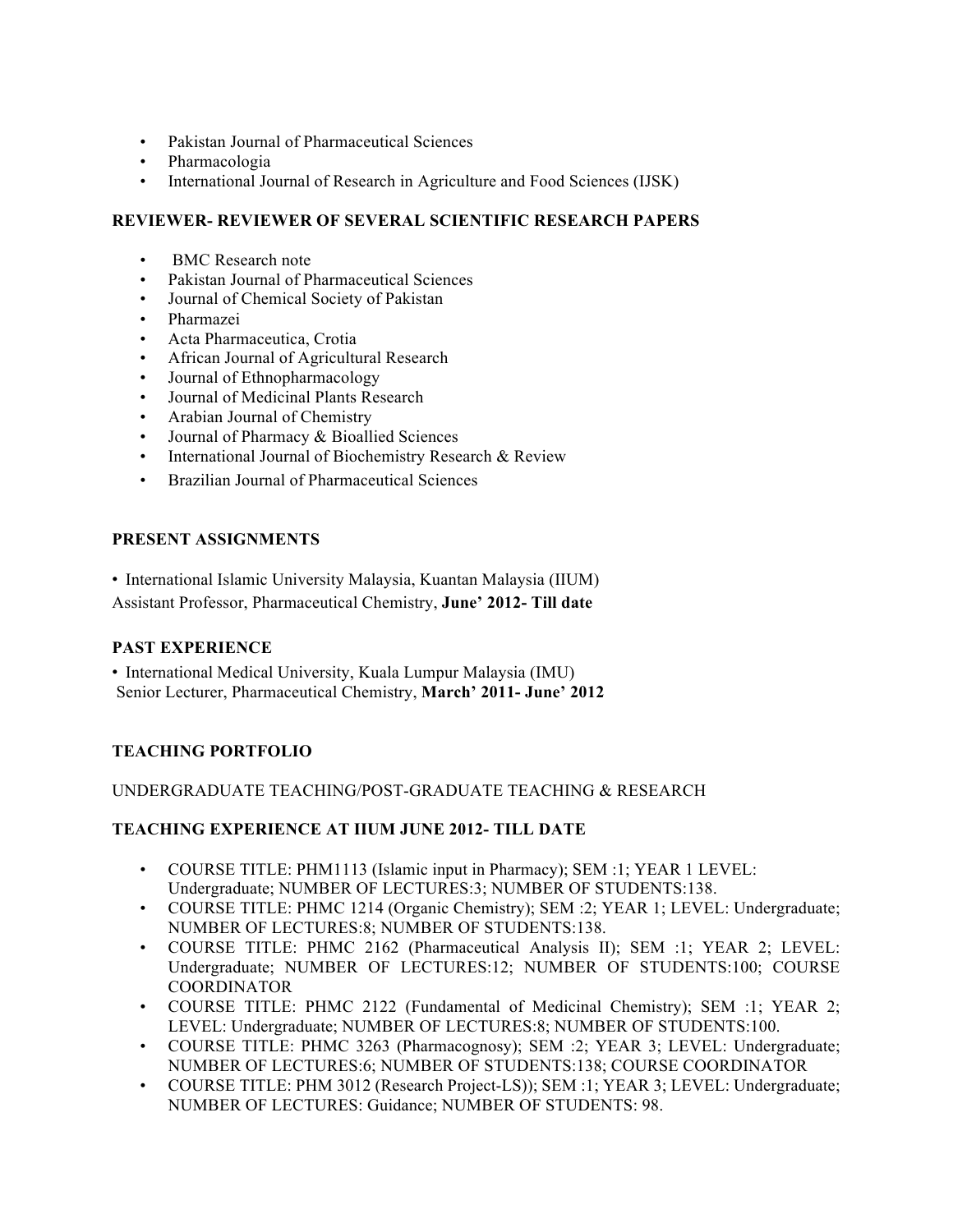- Pakistan Journal of Pharmaceutical Sciences
- Pharmacologia
- International Journal of Research in Agriculture and Food Sciences (IJSK)

**REVIEWER- REVIEWER OF SEVERAL SCIENTIFIC RESEARCH PAPERS**

- BMC Research note
- Pakistan Journal of Pharmaceutical Sciences
- Journal of Chemical Society of Pakistan
- Pharmazei
- Acta Pharmaceutica, Crotia
- African Journal of Agricultural Research
- Journal of Ethnopharmacology
- Journal of Medicinal Plants Research
- Arabian Journal of Chemistry
- Journal of Pharmacy & Bioallied Sciences
- International Journal of Biochemistry Research & Review
- Brazilian Journal of Pharmaceutical Sciences

**PRESENT ASSIGNMENTS**

- International Islamic University Malaysia, Kuantan Malaysia (IIUM)
  Assistant Professor, Pharmaceutical Chemistry, **June' 2012- Till date**

**PAST EXPERIENCE**

- International Medical University, Kuala Lumpur Malaysia (IMU)
  Senior Lecturer, Pharmaceutical Chemistry, **March' 2011- June' 2012**

**TEACHING PORTFOLIO**

UNDERGRADUATE TEACHING/POST-GRADUATE TEACHING & RESEARCH

**TEACHING EXPERIENCE AT IIUM JUNE 2012- TILL DATE**

- COURSE TITLE: PHM1113 (Islamic input in Pharmacy); SEM :1; YEAR 1 LEVEL: Undergraduate; NUMBER OF LECTURES:3; NUMBER OF STUDENTS:138.
- COURSE TITLE: PHMC 1214 (Organic Chemistry); SEM :2; YEAR 1; LEVEL: Undergraduate; NUMBER OF LECTURES:8; NUMBER OF STUDENTS:138.
- COURSE TITLE: PHMC 2162 (Pharmaceutical Analysis II); SEM :1; YEAR 2; LEVEL: Undergraduate; NUMBER OF LECTURES:12; NUMBER OF STUDENTS:100; COURSE COORDINATOR
- COURSE TITLE: PHMC 2122 (Fundamental of Medicinal Chemistry); SEM :1; YEAR 2; LEVEL: Undergraduate; NUMBER OF LECTURES:8; NUMBER OF STUDENTS:100.
- COURSE TITLE: PHMC 3263 (Pharmacognosy); SEM :2; YEAR 3; LEVEL: Undergraduate; NUMBER OF LECTURES:6; NUMBER OF STUDENTS:138; COURSE COORDINATOR
- COURSE TITLE: PHM 3012 (Research Project-LS)); SEM :1; YEAR 3; LEVEL: Undergraduate; NUMBER OF LECTURES: Guidance; NUMBER OF STUDENTS: 98.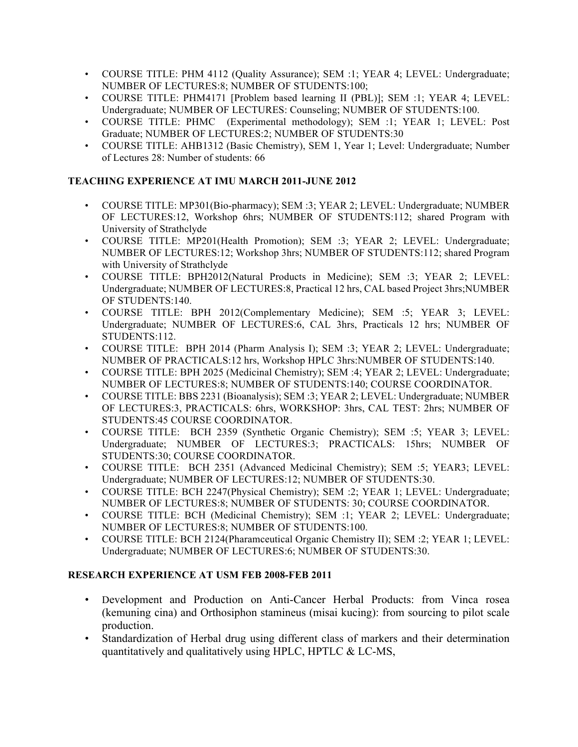- COURSE TITLE: PHM 4112 (Quality Assurance); SEM :1; YEAR 4; LEVEL: Undergraduate; NUMBER OF LECTURES:8; NUMBER OF STUDENTS:100;
- COURSE TITLE: PHM4171 [Problem based learning II (PBL)]; SEM :1; YEAR 4; LEVEL: Undergraduate; NUMBER OF LECTURES: Counseling; NUMBER OF STUDENTS:100.
- COURSE TITLE: PHMC (Experimental methodology); SEM :1; YEAR 1; LEVEL: Post Graduate; NUMBER OF LECTURES:2; NUMBER OF STUDENTS:30
- COURSE TITLE: AHB1312 (Basic Chemistry), SEM 1, Year 1; Level: Undergraduate; Number of Lectures 28: Number of students: 66

**TEACHING EXPERIENCE AT IMU MARCH 2011-JUNE 2012**

- COURSE TITLE: MP301(Bio-pharmacy); SEM :3; YEAR 2; LEVEL: Undergraduate; NUMBER OF LECTURES:12, Workshop 6hrs; NUMBER OF STUDENTS:112; shared Program with University of Strathclyde
- COURSE TITLE: MP201(Health Promotion); SEM :3; YEAR 2; LEVEL: Undergraduate; NUMBER OF LECTURES:12; Workshop 3hrs; NUMBER OF STUDENTS:112; shared Program with University of Strathclyde
- COURSE TITLE: BPH2012(Natural Products in Medicine); SEM :3; YEAR 2; LEVEL: Undergraduate; NUMBER OF LECTURES:8, Practical 12 hrs, CAL based Project 3hrs;NUMBER OF STUDENTS:140.
- COURSE TITLE: BPH 2012(Complementary Medicine); SEM :5; YEAR 3; LEVEL: Undergraduate; NUMBER OF LECTURES:6, CAL 3hrs, Practicals 12 hrs; NUMBER OF STUDENTS:112.
- COURSE TITLE: BPH 2014 (Pharm Analysis I); SEM :3; YEAR 2; LEVEL: Undergraduate; NUMBER OF PRACTICALS:12 hrs, Workshop HPLC 3hrs:NUMBER OF STUDENTS:140.
- COURSE TITLE: BPH 2025 (Medicinal Chemistry); SEM :4; YEAR 2; LEVEL: Undergraduate; NUMBER OF LECTURES:8; NUMBER OF STUDENTS:140; COURSE COORDINATOR.
- COURSE TITLE: BBS 2231 (Bioanalysis); SEM :3; YEAR 2; LEVEL: Undergraduate; NUMBER OF LECTURES:3, PRACTICALS: 6hrs, WORKSHOP: 3hrs, CAL TEST: 2hrs; NUMBER OF STUDENTS:45 COURSE COORDINATOR.
- COURSE TITLE: BCH 2359 (Synthetic Organic Chemistry); SEM :5; YEAR 3; LEVEL: Undergraduate; NUMBER OF LECTURES:3; PRACTICALS: 15hrs; NUMBER OF STUDENTS:30; COURSE COORDINATOR.
- COURSE TITLE: BCH 2351 (Advanced Medicinal Chemistry); SEM :5; YEAR3; LEVEL: Undergraduate; NUMBER OF LECTURES:12; NUMBER OF STUDENTS:30.
- COURSE TITLE: BCH 2247(Physical Chemistry); SEM :2; YEAR 1; LEVEL: Undergraduate; NUMBER OF LECTURES:8; NUMBER OF STUDENTS: 30; COURSE COORDINATOR.
- COURSE TITLE: BCH (Medicinal Chemistry); SEM :1; YEAR 2; LEVEL: Undergraduate; NUMBER OF LECTURES:8; NUMBER OF STUDENTS:100.
- COURSE TITLE: BCH 2124(Pharamceutical Organic Chemistry II); SEM :2; YEAR 1; LEVEL: Undergraduate; NUMBER OF LECTURES:6; NUMBER OF STUDENTS:30.

**RESEARCH EXPERIENCE AT USM FEB 2008-FEB 2011**

- Development and Production on Anti-Cancer Herbal Products: from Vinca rosea (kemuning cina) and Orthosiphon stamineus (misai kucing): from sourcing to pilot scale production.
- Standardization of Herbal drug using different class of markers and their determination quantitatively and qualitatively using HPLC, HPTLC & LC-MS,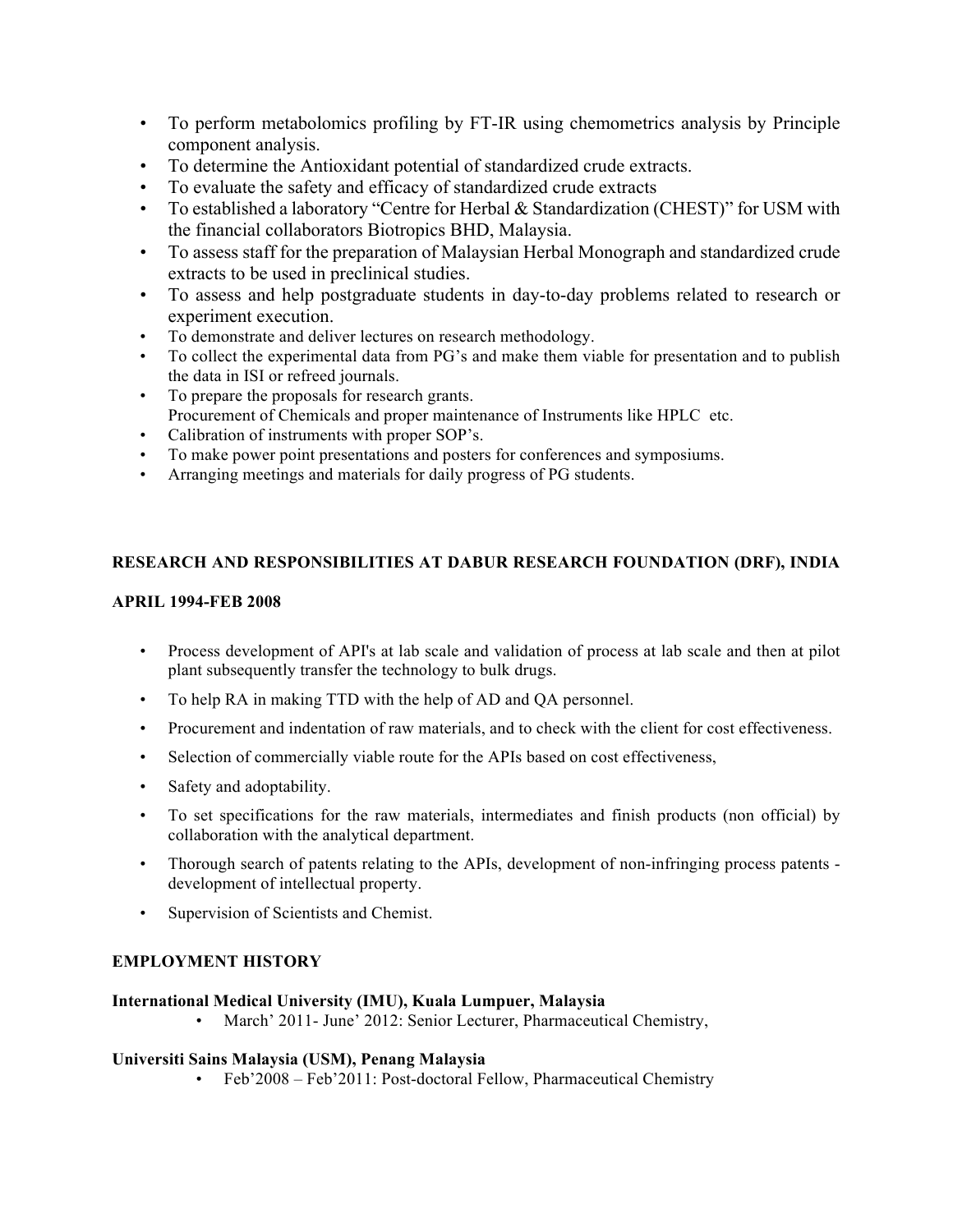- To perform metabolomics profiling by FT-IR using chemometrics analysis by Principle component analysis.
- To determine the Antioxidant potential of standardized crude extracts.
- To evaluate the safety and efficacy of standardized crude extracts
- To established a laboratory "Centre for Herbal & Standardization (CHEST)" for USM with the financial collaborators Biotropics BHD, Malaysia.
- To assess staff for the preparation of Malaysian Herbal Monograph and standardized crude extracts to be used in preclinical studies.
- To assess and help postgraduate students in day-to-day problems related to research or experiment execution.
- To demonstrate and deliver lectures on research methodology.
- To collect the experimental data from PG's and make them viable for presentation and to publish the data in ISI or refreed journals.
- To prepare the proposals for research grants.
  Procurement of Chemicals and proper maintenance of Instruments like HPLC etc.
- Calibration of instruments with proper SOP's.
- To make power point presentations and posters for conferences and symposiums.
- Arranging meetings and materials for daily progress of PG students.

**RESEARCH AND RESPONSIBILITIES AT DABUR RESEARCH FOUNDATION (DRF), INDIA**

**APRIL 1994-FEB 2008**

- Process development of API's at lab scale and validation of process at lab scale and then at pilot plant subsequently transfer the technology to bulk drugs.
- To help RA in making TTD with the help of AD and QA personnel.
- Procurement and indentation of raw materials, and to check with the client for cost effectiveness.
- Selection of commercially viable route for the APIs based on cost effectiveness,
- Safety and adoptability.
- To set specifications for the raw materials, intermediates and finish products (non official) by collaboration with the analytical department.
- Thorough search of patents relating to the APIs, development of non-infringing process patents - development of intellectual property.
- Supervision of Scientists and Chemist.

**EMPLOYMENT HISTORY**

**International Medical University (IMU), Kuala Lumpuer, Malaysia**

- March' 2011- June' 2012: Senior Lecturer, Pharmaceutical Chemistry,

**Universiti Sains Malaysia (USM), Penang Malaysia**

- Feb'2008 – Feb'2011: Post-doctoral Fellow, Pharmaceutical Chemistry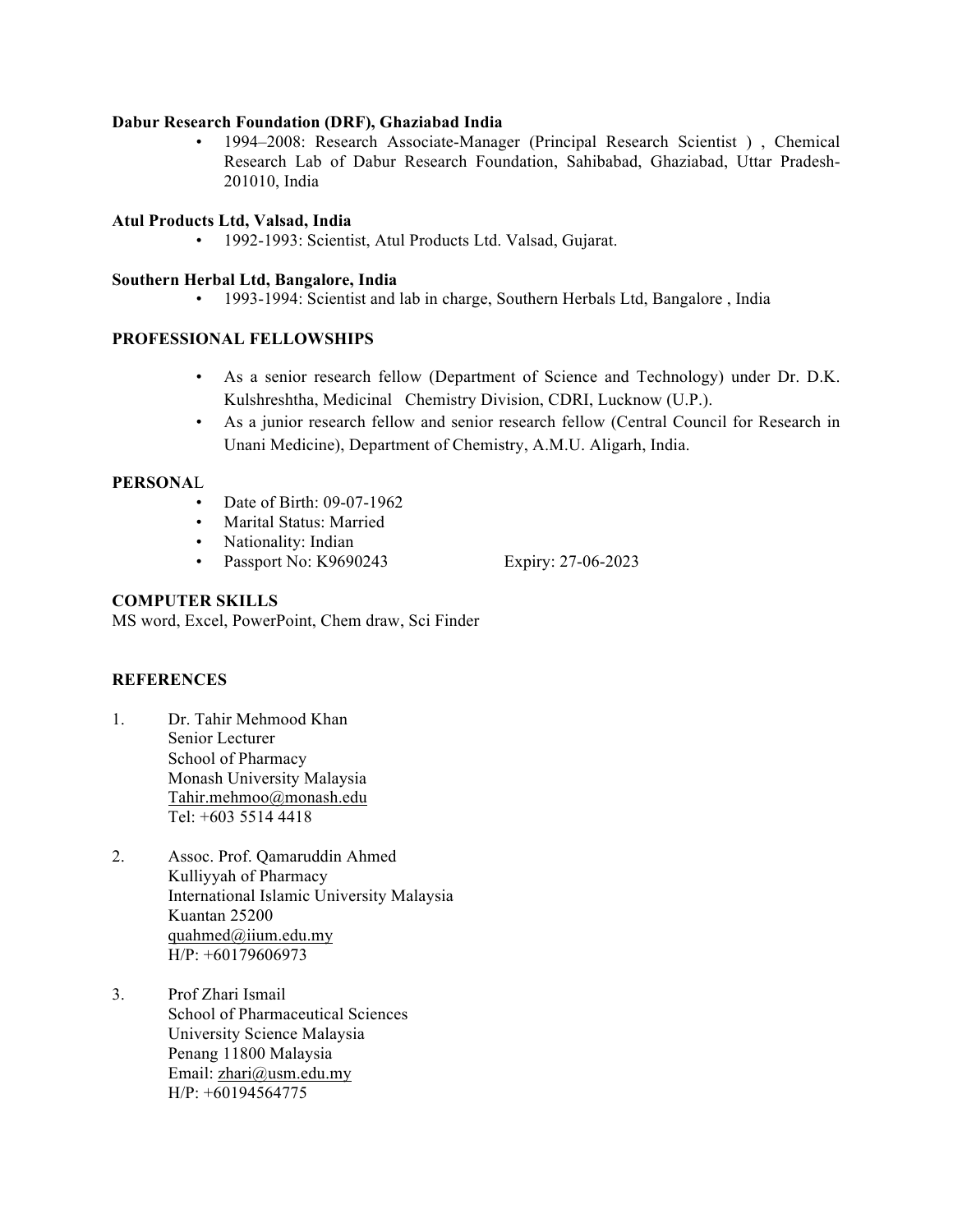**Dabur Research Foundation (DRF), Ghaziabad India**

- 1994–2008: Research Associate-Manager (Principal Research Scientist ) , Chemical Research Lab of Dabur Research Foundation, Sahibabad, Ghaziabad, Uttar Pradesh-201010, India

**Atul Products Ltd, Valsad, India**

- 1992-1993: Scientist, Atul Products Ltd. Valsad, Gujarat.

**Southern Herbal Ltd, Bangalore, India**

- 1993-1994: Scientist and lab in charge, Southern Herbals Ltd, Bangalore , India

## PROFESSIONAL FELLOWSHIPS

- As a senior research fellow (Department of Science and Technology) under Dr. D.K. Kulshreshtha, Medicinal Chemistry Division, CDRI, Lucknow (U.P.).
- As a junior research fellow and senior research fellow (Central Council for Research in Unani Medicine), Department of Chemistry, A.M.U. Aligarh, India.

## PERSONAL

- Date of Birth: 09-07-1962
- Marital Status: Married
- Nationality: Indian
- Passport No: K9690243 Expiry: 27-06-2023

## COMPUTER SKILLS

MS word, Excel, PowerPoint, Chem draw, Sci Finder

## REFERENCES

1. Dr. Tahir Mehmood Khan
   Senior Lecturer
   School of Pharmacy
   Monash University Malaysia
   Tahir.mehmoo@monash.edu
   Tel: +603 5514 4418

2. Assoc. Prof. Qamaruddin Ahmed
   Kulliyyah of Pharmacy
   International Islamic University Malaysia
   Kuantan 25200
   quahmed@iium.edu.my
   H/P: +60179606973

3. Prof Zhari Ismail
   School of Pharmaceutical Sciences
   University Science Malaysia
   Penang 11800 Malaysia
   Email: zhari@usm.edu.my
   H/P: +60194564775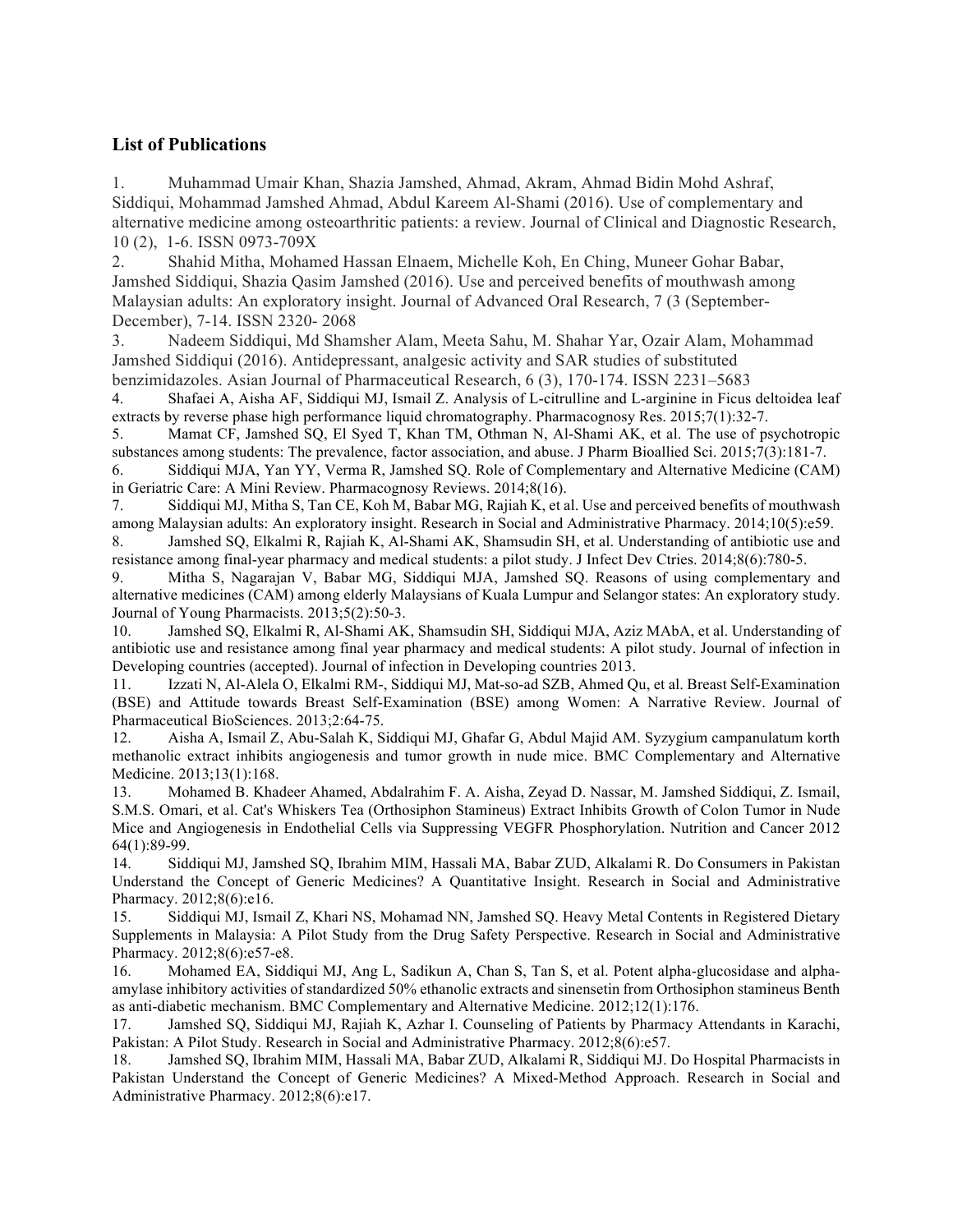## List of Publications

1. Muhammad Umair Khan, Shazia Jamshed, Ahmad, Akram, Ahmad Bidin Mohd Ashraf, Siddiqui, Mohammad Jamshed Ahmad, Abdul Kareem Al-Shami (2016). Use of complementary and alternative medicine among osteoarthritic patients: a review. Journal of Clinical and Diagnostic Research, 10 (2), 1-6. ISSN 0973-709X
2. Shahid Mitha, Mohamed Hassan Elnaem, Michelle Koh, En Ching, Muneer Gohar Babar, Jamshed Siddiqui, Shazia Qasim Jamshed (2016). Use and perceived benefits of mouthwash among Malaysian adults: An exploratory insight. Journal of Advanced Oral Research, 7 (3 (September-December), 7-14. ISSN 2320- 2068
3. Nadeem Siddiqui, Md Shamsher Alam, Meeta Sahu, M. Shahar Yar, Ozair Alam, Mohammad Jamshed Siddiqui (2016). Antidepressant, analgesic activity and SAR studies of substituted benzimidazoles. Asian Journal of Pharmaceutical Research, 6 (3), 170-174. ISSN 2231–5683
4. Shafaei A, Aisha AF, Siddiqui MJ, Ismail Z. Analysis of L-citrulline and L-arginine in Ficus deltoidea leaf extracts by reverse phase high performance liquid chromatography. Pharmacognosy Res. 2015;7(1):32-7.
5. Mamat CF, Jamshed SQ, El Syed T, Khan TM, Othman N, Al-Shami AK, et al. The use of psychotropic substances among students: The prevalence, factor association, and abuse. J Pharm Bioallied Sci. 2015;7(3):181-7.
6. Siddiqui MJA, Yan YY, Verma R, Jamshed SQ. Role of Complementary and Alternative Medicine (CAM) in Geriatric Care: A Mini Review. Pharmacognosy Reviews. 2014;8(16).
7. Siddiqui MJ, Mitha S, Tan CE, Koh M, Babar MG, Rajiah K, et al. Use and perceived benefits of mouthwash among Malaysian adults: An exploratory insight. Research in Social and Administrative Pharmacy. 2014;10(5):e59.
8. Jamshed SQ, Elkalmi R, Rajiah K, Al-Shami AK, Shamsudin SH, et al. Understanding of antibiotic use and resistance among final-year pharmacy and medical students: a pilot study. J Infect Dev Ctries. 2014;8(6):780-5.
9. Mitha S, Nagarajan V, Babar MG, Siddiqui MJA, Jamshed SQ. Reasons of using complementary and alternative medicines (CAM) among elderly Malaysians of Kuala Lumpur and Selangor states: An exploratory study. Journal of Young Pharmacists. 2013;5(2):50-3.
10. Jamshed SQ, Elkalmi R, Al-Shami AK, Shamsudin SH, Siddiqui MJA, Aziz MAbA, et al. Understanding of antibiotic use and resistance among final year pharmacy and medical students: A pilot study. Journal of infection in Developing countries (accepted). Journal of infection in Developing countries 2013.
11. Izzati N, Al-Alela O, Elkalmi RM-, Siddiqui MJ, Mat-so-ad SZB, Ahmed Qu, et al. Breast Self-Examination (BSE) and Attitude towards Breast Self-Examination (BSE) among Women: A Narrative Review. Journal of Pharmaceutical BioSciences. 2013;2:64-75.
12. Aisha A, Ismail Z, Abu-Salah K, Siddiqui MJ, Ghafar G, Abdul Majid AM. Syzygium campanulatum korth methanolic extract inhibits angiogenesis and tumor growth in nude mice. BMC Complementary and Alternative Medicine. 2013;13(1):168.
13. Mohamed B. Khadeer Ahamed, Abdalrahim F. A. Aisha, Zeyad D. Nassar, M. Jamshed Siddiqui, Z. Ismail, S.M.S. Omari, et al. Cat's Whiskers Tea (Orthosiphon Stamineus) Extract Inhibits Growth of Colon Tumor in Nude Mice and Angiogenesis in Endothelial Cells via Suppressing VEGFR Phosphorylation. Nutrition and Cancer 2012 64(1):89-99.
14. Siddiqui MJ, Jamshed SQ, Ibrahim MIM, Hassali MA, Babar ZUD, Alkalami R. Do Consumers in Pakistan Understand the Concept of Generic Medicines? A Quantitative Insight. Research in Social and Administrative Pharmacy. 2012;8(6):e16.
15. Siddiqui MJ, Ismail Z, Khari NS, Mohamad NN, Jamshed SQ. Heavy Metal Contents in Registered Dietary Supplements in Malaysia: A Pilot Study from the Drug Safety Perspective. Research in Social and Administrative Pharmacy. 2012;8(6):e57-e8.
16. Mohamed EA, Siddiqui MJ, Ang L, Sadikun A, Chan S, Tan S, et al. Potent alpha-glucosidase and alpha-amylase inhibitory activities of standardized 50% ethanolic extracts and sinensetin from Orthosiphon stamineus Benth as anti-diabetic mechanism. BMC Complementary and Alternative Medicine. 2012;12(1):176.
17. Jamshed SQ, Siddiqui MJ, Rajiah K, Azhar I. Counseling of Patients by Pharmacy Attendants in Karachi, Pakistan: A Pilot Study. Research in Social and Administrative Pharmacy. 2012;8(6):e57.
18. Jamshed SQ, Ibrahim MIM, Hassali MA, Babar ZUD, Alkalami R, Siddiqui MJ. Do Hospital Pharmacists in Pakistan Understand the Concept of Generic Medicines? A Mixed-Method Approach. Research in Social and Administrative Pharmacy. 2012;8(6):e17.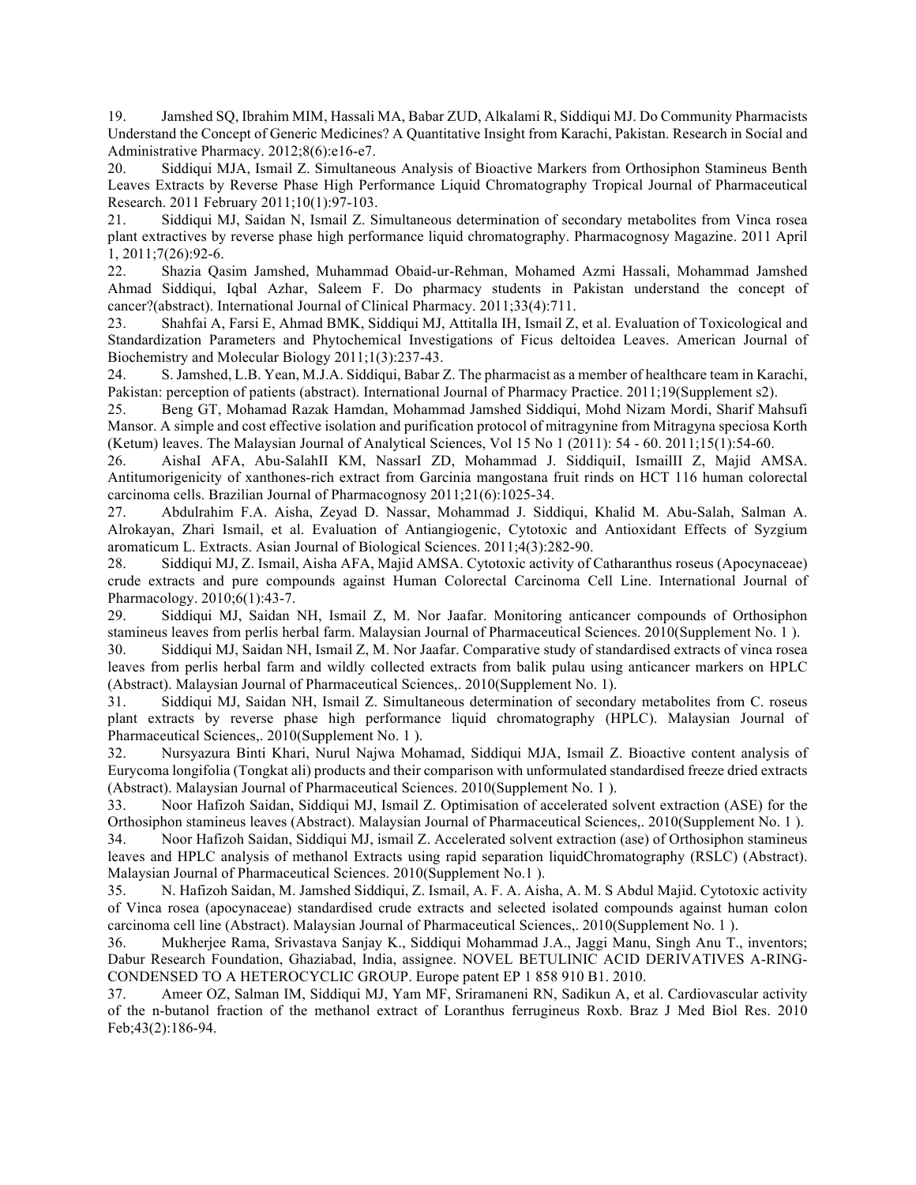19. Jamshed SQ, Ibrahim MIM, Hassali MA, Babar ZUD, Alkalami R, Siddiqui MJ. Do Community Pharmacists Understand the Concept of Generic Medicines? A Quantitative Insight from Karachi, Pakistan. Research in Social and Administrative Pharmacy. 2012;8(6):e16-e7.

20. Siddiqui MJA, Ismail Z. Simultaneous Analysis of Bioactive Markers from Orthosiphon Stamineus Benth Leaves Extracts by Reverse Phase High Performance Liquid Chromatography Tropical Journal of Pharmaceutical Research. 2011 February 2011;10(1):97-103.

21. Siddiqui MJ, Saidan N, Ismail Z. Simultaneous determination of secondary metabolites from Vinca rosea plant extractives by reverse phase high performance liquid chromatography. Pharmacognosy Magazine. 2011 April 1, 2011;7(26):92-6.

22. Shazia Qasim Jamshed, Muhammad Obaid-ur-Rehman, Mohamed Azmi Hassali, Mohammad Jamshed Ahmad Siddiqui, Iqbal Azhar, Saleem F. Do pharmacy students in Pakistan understand the concept of cancer?(abstract). International Journal of Clinical Pharmacy. 2011;33(4):711.

23. Shahfai A, Farsi E, Ahmad BMK, Siddiqui MJ, Attitalla IH, Ismail Z, et al. Evaluation of Toxicological and Standardization Parameters and Phytochemical Investigations of Ficus deltoidea Leaves. American Journal of Biochemistry and Molecular Biology 2011;1(3):237-43.

24. S. Jamshed, L.B. Yean, M.J.A. Siddiqui, Babar Z. The pharmacist as a member of healthcare team in Karachi, Pakistan: perception of patients (abstract). International Journal of Pharmacy Practice. 2011;19(Supplement s2).

25. Beng GT, Mohamad Razak Hamdan, Mohammad Jamshed Siddiqui, Mohd Nizam Mordi, Sharif Mahsufi Mansor. A simple and cost effective isolation and purification protocol of mitragynine from Mitragyna speciosa Korth (Ketum) leaves. The Malaysian Journal of Analytical Sciences, Vol 15 No 1 (2011): 54 - 60. 2011;15(1):54-60.

26. AishaI AFA, Abu-SalahII KM, NassarI ZD, Mohammad J. SiddiquiI, IsmailII Z, Majid AMSA. Antitumorigenicity of xanthones-rich extract from Garcinia mangostana fruit rinds on HCT 116 human colorectal carcinoma cells. Brazilian Journal of Pharmacognosy 2011;21(6):1025-34.

27. Abdulrahim F.A. Aisha, Zeyad D. Nassar, Mohammad J. Siddiqui, Khalid M. Abu-Salah, Salman A. Alrokayan, Zhari Ismail, et al. Evaluation of Antiangiogenic, Cytotoxic and Antioxidant Effects of Syzgium aromaticum L. Extracts. Asian Journal of Biological Sciences. 2011;4(3):282-90.

28. Siddiqui MJ, Z. Ismail, Aisha AFA, Majid AMSA. Cytotoxic activity of Catharanthus roseus (Apocynaceae) crude extracts and pure compounds against Human Colorectal Carcinoma Cell Line. International Journal of Pharmacology. 2010;6(1):43-7.

29. Siddiqui MJ, Saidan NH, Ismail Z, M. Nor Jaafar. Monitoring anticancer compounds of Orthosiphon stamineus leaves from perlis herbal farm. Malaysian Journal of Pharmaceutical Sciences. 2010(Supplement No. 1 ).

30. Siddiqui MJ, Saidan NH, Ismail Z, M. Nor Jaafar. Comparative study of standardised extracts of vinca rosea leaves from perlis herbal farm and wildly collected extracts from balik pulau using anticancer markers on HPLC (Abstract). Malaysian Journal of Pharmaceutical Sciences,. 2010(Supplement No. 1).

31. Siddiqui MJ, Saidan NH, Ismail Z. Simultaneous determination of secondary metabolites from C. roseus plant extracts by reverse phase high performance liquid chromatography (HPLC). Malaysian Journal of Pharmaceutical Sciences,. 2010(Supplement No. 1 ).

32. Nursyazura Binti Khari, Nurul Najwa Mohamad, Siddiqui MJA, Ismail Z. Bioactive content analysis of Eurycoma longifolia (Tongkat ali) products and their comparison with unformulated standardised freeze dried extracts (Abstract). Malaysian Journal of Pharmaceutical Sciences. 2010(Supplement No. 1 ).

33. Noor Hafizoh Saidan, Siddiqui MJ, Ismail Z. Optimisation of accelerated solvent extraction (ASE) for the Orthosiphon stamineus leaves (Abstract). Malaysian Journal of Pharmaceutical Sciences,. 2010(Supplement No. 1 ).

34. Noor Hafizoh Saidan, Siddiqui MJ, ismail Z. Accelerated solvent extraction (ase) of Orthosiphon stamineus leaves and HPLC analysis of methanol Extracts using rapid separation liquidChromatography (RSLC) (Abstract). Malaysian Journal of Pharmaceutical Sciences. 2010(Supplement No.1 ).

35. N. Hafizoh Saidan, M. Jamshed Siddiqui, Z. Ismail, A. F. A. Aisha, A. M. S Abdul Majid. Cytotoxic activity of Vinca rosea (apocynaceae) standardised crude extracts and selected isolated compounds against human colon carcinoma cell line (Abstract). Malaysian Journal of Pharmaceutical Sciences,. 2010(Supplement No. 1 ).

36. Mukherjee Rama, Srivastava Sanjay K., Siddiqui Mohammad J.A., Jaggi Manu, Singh Anu T., inventors; Dabur Research Foundation, Ghaziabad, India, assignee. NOVEL BETULINIC ACID DERIVATIVES A-RING-CONDENSED TO A HETEROCYCLIC GROUP. Europe patent EP 1 858 910 B1. 2010.

37. Ameer OZ, Salman IM, Siddiqui MJ, Yam MF, Sriramaneni RN, Sadikun A, et al. Cardiovascular activity of the n-butanol fraction of the methanol extract of Loranthus ferrugineus Roxb. Braz J Med Biol Res. 2010 Feb;43(2):186-94.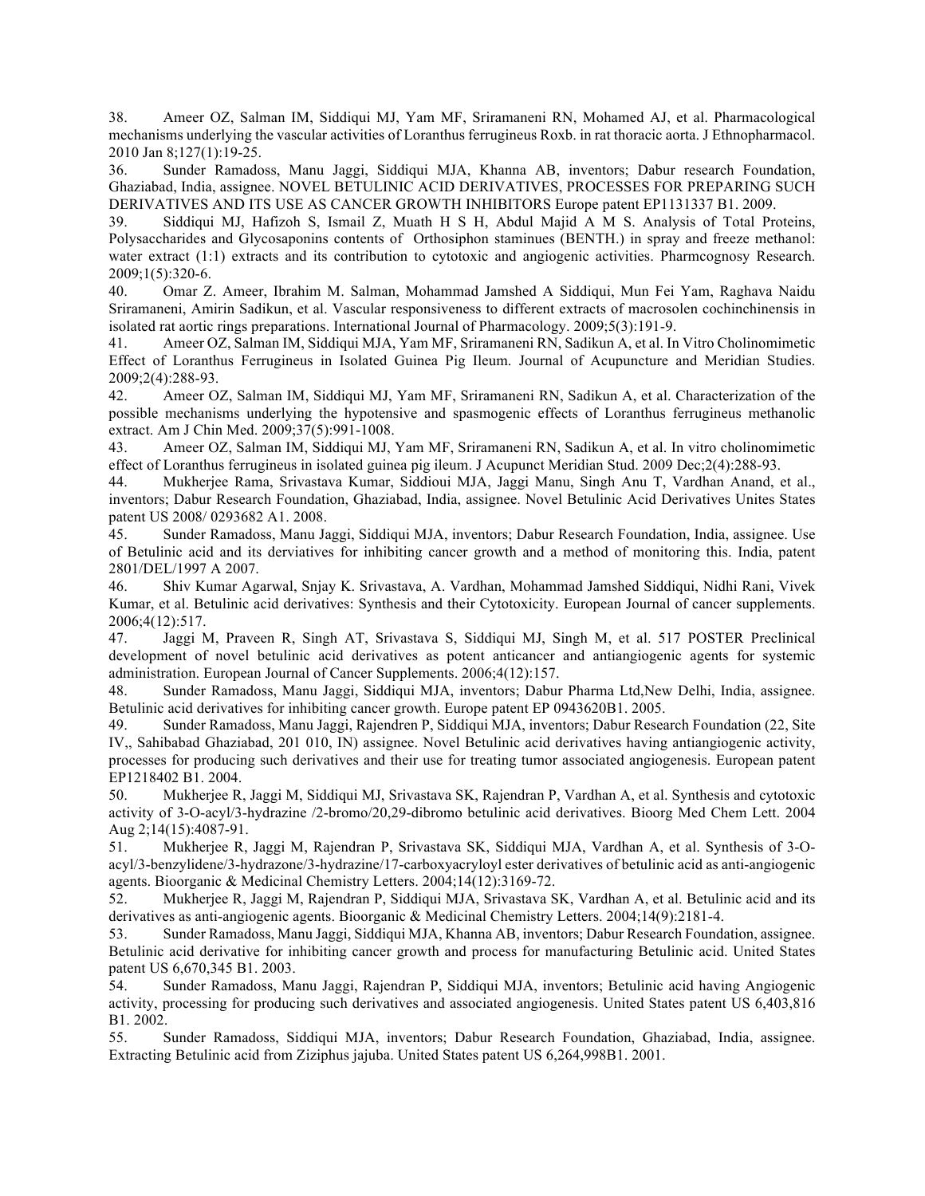38. Ameer OZ, Salman IM, Siddiqui MJ, Yam MF, Sriramaneni RN, Mohamed AJ, et al. Pharmacological mechanisms underlying the vascular activities of Loranthus ferrugineus Roxb. in rat thoracic aorta. J Ethnopharmacol. 2010 Jan 8;127(1):19-25.

36. Sunder Ramadoss, Manu Jaggi, Siddiqui MJA, Khanna AB, inventors; Dabur research Foundation, Ghaziabad, India, assignee. NOVEL BETULINIC ACID DERIVATIVES, PROCESSES FOR PREPARING SUCH DERIVATIVES AND ITS USE AS CANCER GROWTH INHIBITORS Europe patent EP1131337 B1. 2009.

39. Siddiqui MJ, Hafizoh S, Ismail Z, Muath H S H, Abdul Majid A M S. Analysis of Total Proteins, Polysaccharides and Glycosaponins contents of Orthosiphon staminues (BENTH.) in spray and freeze methanol: water extract (1:1) extracts and its contribution to cytotoxic and angiogenic activities. Pharmcognosy Research. 2009;1(5):320-6.

40. Omar Z. Ameer, Ibrahim M. Salman, Mohammad Jamshed A Siddiqui, Mun Fei Yam, Raghava Naidu Sriramaneni, Amirin Sadikun, et al. Vascular responsiveness to different extracts of macrosolen cochinchinensis in isolated rat aortic rings preparations. International Journal of Pharmacology. 2009;5(3):191-9.

41. Ameer OZ, Salman IM, Siddiqui MJA, Yam MF, Sriramaneni RN, Sadikun A, et al. In Vitro Cholinomimetic Effect of Loranthus Ferrugineus in Isolated Guinea Pig Ileum. Journal of Acupuncture and Meridian Studies. 2009;2(4):288-93.

42. Ameer OZ, Salman IM, Siddiqui MJ, Yam MF, Sriramaneni RN, Sadikun A, et al. Characterization of the possible mechanisms underlying the hypotensive and spasmogenic effects of Loranthus ferrugineus methanolic extract. Am J Chin Med. 2009;37(5):991-1008.

43. Ameer OZ, Salman IM, Siddiqui MJ, Yam MF, Sriramaneni RN, Sadikun A, et al. In vitro cholinomimetic effect of Loranthus ferrugineus in isolated guinea pig ileum. J Acupunct Meridian Stud. 2009 Dec;2(4):288-93.

44. Mukherjee Rama, Srivastava Kumar, Siddioui MJA, Jaggi Manu, Singh Anu T, Vardhan Anand, et al., inventors; Dabur Research Foundation, Ghaziabad, India, assignee. Novel Betulinic Acid Derivatives Unites States patent US 2008/ 0293682 A1. 2008.

45. Sunder Ramadoss, Manu Jaggi, Siddiqui MJA, inventors; Dabur Research Foundation, India, assignee. Use of Betulinic acid and its derviatives for inhibiting cancer growth and a method of monitoring this. India, patent 2801/DEL/1997 A 2007.

46. Shiv Kumar Agarwal, Snjay K. Srivastava, A. Vardhan, Mohammad Jamshed Siddiqui, Nidhi Rani, Vivek Kumar, et al. Betulinic acid derivatives: Synthesis and their Cytotoxicity. European Journal of cancer supplements. 2006;4(12):517.

47. Jaggi M, Praveen R, Singh AT, Srivastava S, Siddiqui MJ, Singh M, et al. 517 POSTER Preclinical development of novel betulinic acid derivatives as potent anticancer and antiangiogenic agents for systemic administration. European Journal of Cancer Supplements. 2006;4(12):157.

48. Sunder Ramadoss, Manu Jaggi, Siddiqui MJA, inventors; Dabur Pharma Ltd,New Delhi, India, assignee. Betulinic acid derivatives for inhibiting cancer growth. Europe patent EP 0943620B1. 2005.

49. Sunder Ramadoss, Manu Jaggi, Rajendren P, Siddiqui MJA, inventors; Dabur Research Foundation (22, Site IV,, Sahibabad Ghaziabad, 201 010, IN) assignee. Novel Betulinic acid derivatives having antiangiogenic activity, processes for producing such derivatives and their use for treating tumor associated angiogenesis. European patent EP1218402 B1. 2004.

50. Mukherjee R, Jaggi M, Siddiqui MJ, Srivastava SK, Rajendran P, Vardhan A, et al. Synthesis and cytotoxic activity of 3-O-acyl/3-hydrazine /2-bromo/20,29-dibromo betulinic acid derivatives. Bioorg Med Chem Lett. 2004 Aug 2;14(15):4087-91.

51. Mukherjee R, Jaggi M, Rajendran P, Srivastava SK, Siddiqui MJA, Vardhan A, et al. Synthesis of 3-O-acyl/3-benzylidene/3-hydrazone/3-hydrazine/17-carboxyacryloyl ester derivatives of betulinic acid as anti-angiogenic agents. Bioorganic & Medicinal Chemistry Letters. 2004;14(12):3169-72.

52. Mukherjee R, Jaggi M, Rajendran P, Siddiqui MJA, Srivastava SK, Vardhan A, et al. Betulinic acid and its derivatives as anti-angiogenic agents. Bioorganic & Medicinal Chemistry Letters. 2004;14(9):2181-4.

53. Sunder Ramadoss, Manu Jaggi, Siddiqui MJA, Khanna AB, inventors; Dabur Research Foundation, assignee. Betulinic acid derivative for inhibiting cancer growth and process for manufacturing Betulinic acid. United States patent US 6,670,345 B1. 2003.

54. Sunder Ramadoss, Manu Jaggi, Rajendren P, Siddiqui MJA, inventors; Betulinic acid having Angiogenic activity, processing for producing such derivatives and associated angiogenesis. United States patent US 6,403,816 B1. 2002.

55. Sunder Ramadoss, Siddiqui MJA, inventors; Dabur Research Foundation, Ghaziabad, India, assignee. Extracting Betulinic acid from Ziziphus jajuba. United States patent US 6,264,998B1. 2001.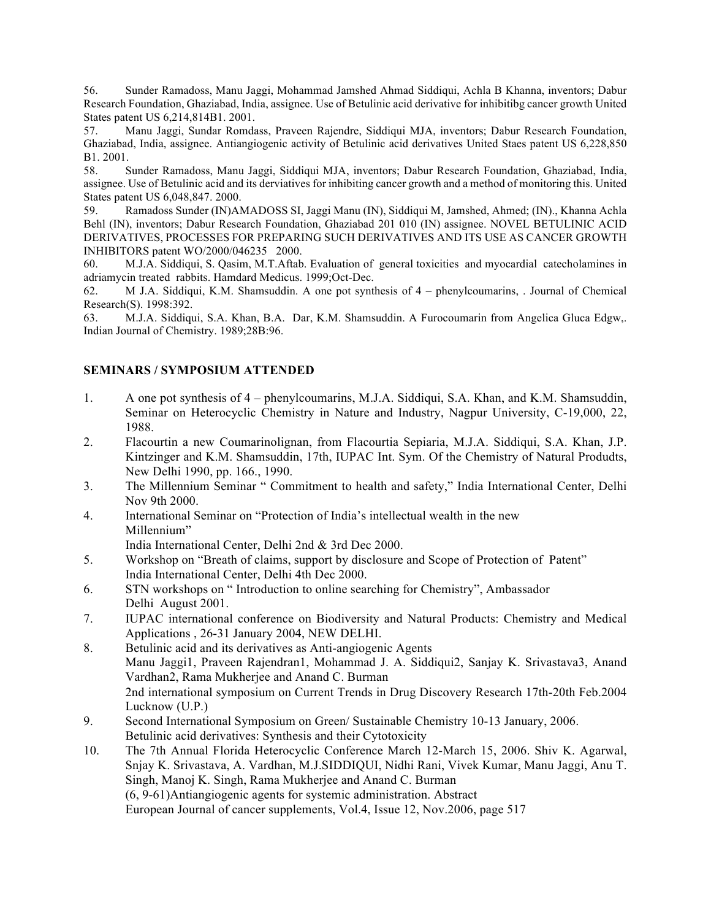56. Sunder Ramadoss, Manu Jaggi, Mohammad Jamshed Ahmad Siddiqui, Achla B Khanna, inventors; Dabur Research Foundation, Ghaziabad, India, assignee. Use of Betulinic acid derivative for inhibitibg cancer growth United States patent US 6,214,814B1. 2001.

57. Manu Jaggi, Sundar Romdass, Praveen Rajendre, Siddiqui MJA, inventors; Dabur Research Foundation, Ghaziabad, India, assignee. Antiangiogenic activity of Betulinic acid derivatives United Staes patent US 6,228,850 B1. 2001.

58. Sunder Ramadoss, Manu Jaggi, Siddiqui MJA, inventors; Dabur Research Foundation, Ghaziabad, India, assignee. Use of Betulinic acid and its derviatives for inhibiting cancer growth and a method of monitoring this. United States patent US 6,048,847. 2000.

59. Ramadoss Sunder (IN)AMADOSS SI, Jaggi Manu (IN), Siddiqui M, Jamshed, Ahmed; (IN)., Khanna Achla Behl (IN), inventors; Dabur Research Foundation, Ghaziabad 201 010 (IN) assignee. NOVEL BETULINIC ACID DERIVATIVES, PROCESSES FOR PREPARING SUCH DERIVATIVES AND ITS USE AS CANCER GROWTH INHIBITORS patent WO/2000/046235 2000.

60. M.J.A. Siddiqui, S. Qasim, M.T.Aftab. Evaluation of general toxicities and myocardial catecholamines in adriamycin treated rabbits. Hamdard Medicus. 1999;Oct-Dec.

62. M J.A. Siddiqui, K.M. Shamsuddin. A one pot synthesis of 4 – phenylcoumarins, . Journal of Chemical Research(S). 1998:392.

63. M.J.A. Siddiqui, S.A. Khan, B.A. Dar, K.M. Shamsuddin. A Furocoumarin from Angelica Gluca Edgw,. Indian Journal of Chemistry. 1989;28B:96.

## SEMINARS / SYMPOSIUM ATTENDED

1. A one pot synthesis of 4 – phenylcoumarins, M.J.A. Siddiqui, S.A. Khan, and K.M. Shamsuddin, Seminar on Heterocyclic Chemistry in Nature and Industry, Nagpur University, C-19,000, 22, 1988.
2. Flacourtin a new Coumarinolignan, from Flacourtia Sepiaria, M.J.A. Siddiqui, S.A. Khan, J.P. Kintzinger and K.M. Shamsuddin, 17th, IUPAC Int. Sym. Of the Chemistry of Natural Produdts, New Delhi 1990, pp. 166., 1990.
3. The Millennium Seminar " Commitment to health and safety," India International Center, Delhi Nov 9th 2000.
4. International Seminar on "Protection of India's intellectual wealth in the new Millennium"
   India International Center, Delhi 2nd & 3rd Dec 2000.
5. Workshop on "Breath of claims, support by disclosure and Scope of Protection of Patent"
   India International Center, Delhi 4th Dec 2000.
6. STN workshops on " Introduction to online searching for Chemistry", Ambassador Delhi August 2001.
7. IUPAC international conference on Biodiversity and Natural Products: Chemistry and Medical Applications , 26-31 January 2004, NEW DELHI.
8. Betulinic acid and its derivatives as Anti-angiogenic Agents
   Manu Jaggi1, Praveen Rajendran1, Mohammad J. A. Siddiqui2, Sanjay K. Srivastava3, Anand Vardhan2, Rama Mukherjee and Anand C. Burman
   2nd international symposium on Current Trends in Drug Discovery Research 17th-20th Feb.2004 Lucknow (U.P.)
9. Second International Symposium on Green/ Sustainable Chemistry 10-13 January, 2006.
   Betulinic acid derivatives: Synthesis and their Cytotoxicity
10. The 7th Annual Florida Heterocyclic Conference March 12-March 15, 2006. Shiv K. Agarwal, Snjay K. Srivastava, A. Vardhan, M.J.SIDDIQUI, Nidhi Rani, Vivek Kumar, Manu Jaggi, Anu T. Singh, Manoj K. Singh, Rama Mukherjee and Anand C. Burman
    (6, 9-61)Antiangiogenic agents for systemic administration. Abstract
    European Journal of cancer supplements, Vol.4, Issue 12, Nov.2006, page 517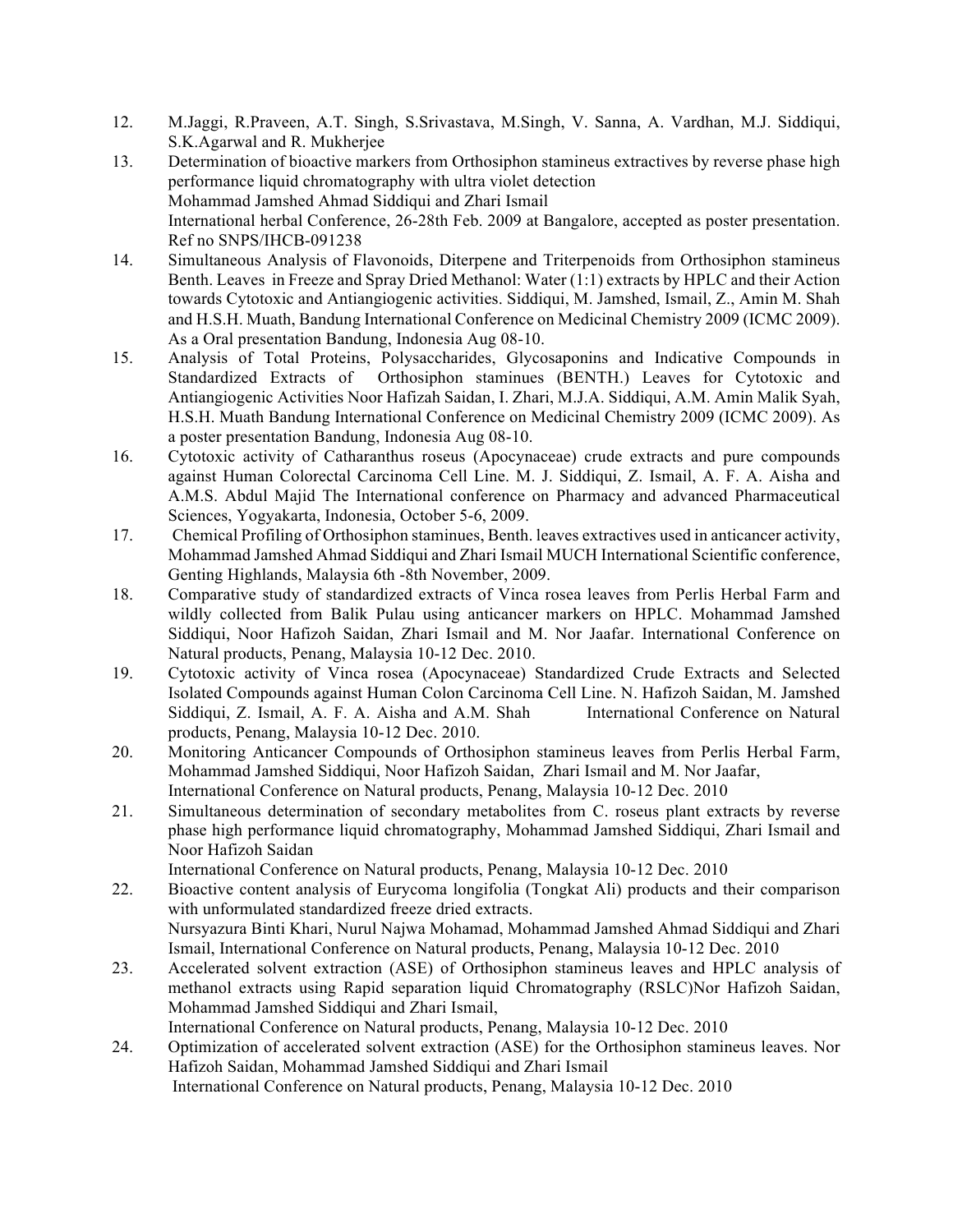12. M.Jaggi, R.Praveen, A.T. Singh, S.Srivastava, M.Singh, V. Sanna, A. Vardhan, M.J. Siddiqui, S.K.Agarwal and R. Mukherjee

13. Determination of bioactive markers from Orthosiphon stamineus extractives by reverse phase high performance liquid chromatography with ultra violet detection
    Mohammad Jamshed Ahmad Siddiqui and Zhari Ismail
    International herbal Conference, 26-28th Feb. 2009 at Bangalore, accepted as poster presentation. Ref no SNPS/IHCB-091238

14. Simultaneous Analysis of Flavonoids, Diterpene and Triterpenoids from Orthosiphon stamineus Benth. Leaves in Freeze and Spray Dried Methanol: Water (1:1) extracts by HPLC and their Action towards Cytotoxic and Antiangiogenic activities. Siddiqui, M. Jamshed, Ismail, Z., Amin M. Shah and H.S.H. Muath, Bandung International Conference on Medicinal Chemistry 2009 (ICMC 2009). As a Oral presentation Bandung, Indonesia Aug 08-10.

15. Analysis of Total Proteins, Polysaccharides, Glycosaponins and Indicative Compounds in Standardized Extracts of Orthosiphon staminues (BENTH.) Leaves for Cytotoxic and Antiangiogenic Activities Noor Hafizah Saidan, I. Zhari, M.J.A. Siddiqui, A.M. Amin Malik Syah, H.S.H. Muath Bandung International Conference on Medicinal Chemistry 2009 (ICMC 2009). As a poster presentation Bandung, Indonesia Aug 08-10.

16. Cytotoxic activity of Catharanthus roseus (Apocynaceae) crude extracts and pure compounds against Human Colorectal Carcinoma Cell Line. M. J. Siddiqui, Z. Ismail, A. F. A. Aisha and A.M.S. Abdul Majid The International conference on Pharmacy and advanced Pharmaceutical Sciences, Yogyakarta, Indonesia, October 5-6, 2009.

17. Chemical Profiling of Orthosiphon staminues, Benth. leaves extractives used in anticancer activity, Mohammad Jamshed Ahmad Siddiqui and Zhari Ismail MUCH International Scientific conference, Genting Highlands, Malaysia 6th -8th November, 2009.

18. Comparative study of standardized extracts of Vinca rosea leaves from Perlis Herbal Farm and wildly collected from Balik Pulau using anticancer markers on HPLC. Mohammad Jamshed Siddiqui, Noor Hafizoh Saidan, Zhari Ismail and M. Nor Jaafar. International Conference on Natural products, Penang, Malaysia 10-12 Dec. 2010.

19. Cytotoxic activity of Vinca rosea (Apocynaceae) Standardized Crude Extracts and Selected Isolated Compounds against Human Colon Carcinoma Cell Line. N. Hafizoh Saidan, M. Jamshed Siddiqui, Z. Ismail, A. F. A. Aisha and A.M. Shah International Conference on Natural products, Penang, Malaysia 10-12 Dec. 2010.

20. Monitoring Anticancer Compounds of Orthosiphon stamineus leaves from Perlis Herbal Farm, Mohammad Jamshed Siddiqui, Noor Hafizoh Saidan, Zhari Ismail and M. Nor Jaafar,
    International Conference on Natural products, Penang, Malaysia 10-12 Dec. 2010

21. Simultaneous determination of secondary metabolites from C. roseus plant extracts by reverse phase high performance liquid chromatography, Mohammad Jamshed Siddiqui, Zhari Ismail and Noor Hafizoh Saidan
    International Conference on Natural products, Penang, Malaysia 10-12 Dec. 2010

22. Bioactive content analysis of Eurycoma longifolia (Tongkat Ali) products and their comparison with unformulated standardized freeze dried extracts.
    Nursyazura Binti Khari, Nurul Najwa Mohamad, Mohammad Jamshed Ahmad Siddiqui and Zhari Ismail, International Conference on Natural products, Penang, Malaysia 10-12 Dec. 2010

23. Accelerated solvent extraction (ASE) of Orthosiphon stamineus leaves and HPLC analysis of methanol extracts using Rapid separation liquid Chromatography (RSLC)Nor Hafizoh Saidan, Mohammad Jamshed Siddiqui and Zhari Ismail,
    International Conference on Natural products, Penang, Malaysia 10-12 Dec. 2010

24. Optimization of accelerated solvent extraction (ASE) for the Orthosiphon stamineus leaves. Nor Hafizoh Saidan, Mohammad Jamshed Siddiqui and Zhari Ismail
    International Conference on Natural products, Penang, Malaysia 10-12 Dec. 2010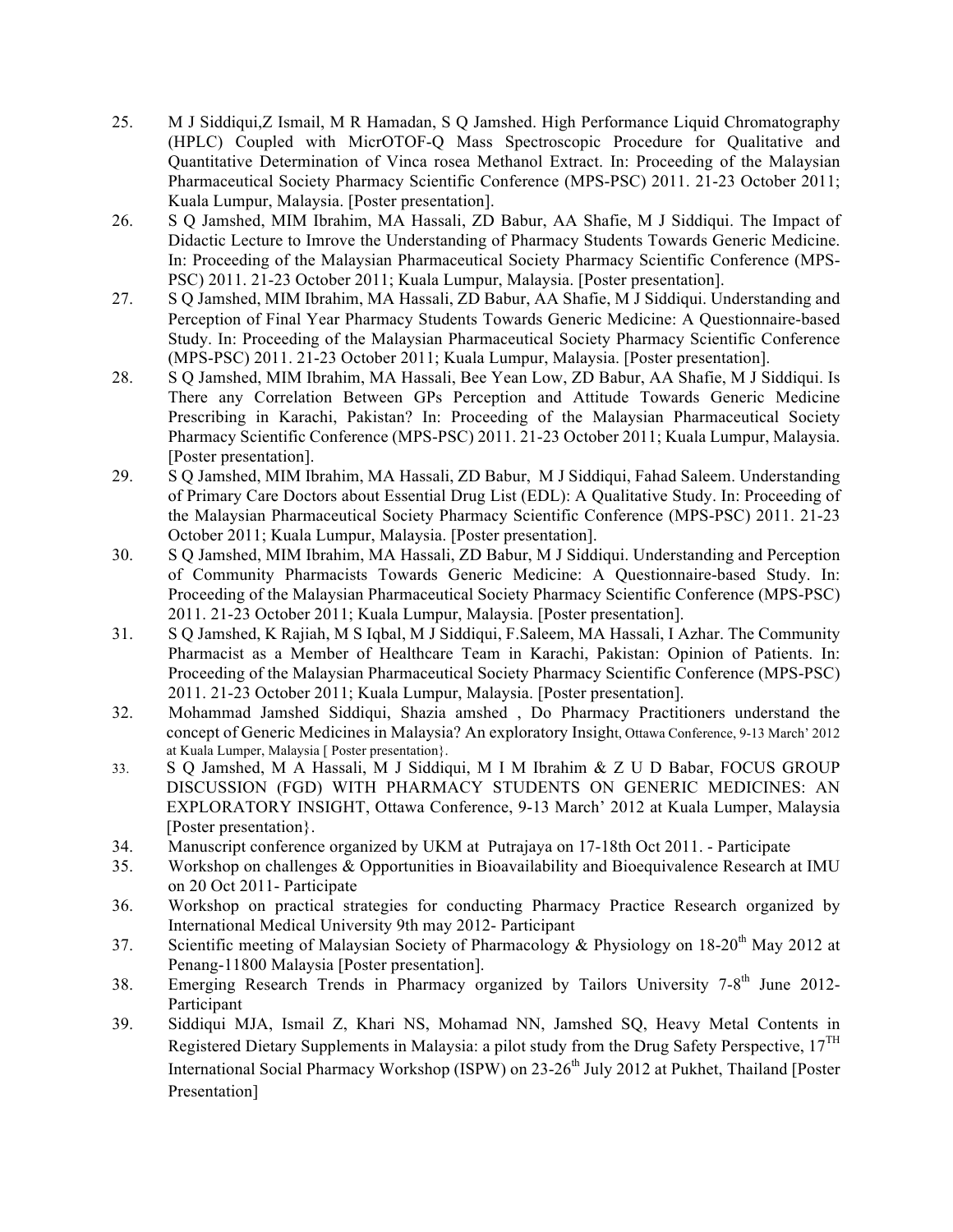25. M J Siddiqui,Z Ismail, M R Hamadan, S Q Jamshed. High Performance Liquid Chromatography (HPLC) Coupled with MicrOTOF-Q Mass Spectroscopic Procedure for Qualitative and Quantitative Determination of Vinca rosea Methanol Extract. In: Proceeding of the Malaysian Pharmaceutical Society Pharmacy Scientific Conference (MPS-PSC) 2011. 21-23 October 2011; Kuala Lumpur, Malaysia. [Poster presentation].
26. S Q Jamshed, MIM Ibrahim, MA Hassali, ZD Babur, AA Shafie, M J Siddiqui. The Impact of Didactic Lecture to Imrove the Understanding of Pharmacy Students Towards Generic Medicine. In: Proceeding of the Malaysian Pharmaceutical Society Pharmacy Scientific Conference (MPS-PSC) 2011. 21-23 October 2011; Kuala Lumpur, Malaysia. [Poster presentation].
27. S Q Jamshed, MIM Ibrahim, MA Hassali, ZD Babur, AA Shafie, M J Siddiqui. Understanding and Perception of Final Year Pharmacy Students Towards Generic Medicine: A Questionnaire-based Study. In: Proceeding of the Malaysian Pharmaceutical Society Pharmacy Scientific Conference (MPS-PSC) 2011. 21-23 October 2011; Kuala Lumpur, Malaysia. [Poster presentation].
28. S Q Jamshed, MIM Ibrahim, MA Hassali, Bee Yean Low, ZD Babur, AA Shafie, M J Siddiqui. Is There any Correlation Between GPs Perception and Attitude Towards Generic Medicine Prescribing in Karachi, Pakistan? In: Proceeding of the Malaysian Pharmaceutical Society Pharmacy Scientific Conference (MPS-PSC) 2011. 21-23 October 2011; Kuala Lumpur, Malaysia. [Poster presentation].
29. S Q Jamshed, MIM Ibrahim, MA Hassali, ZD Babur, M J Siddiqui, Fahad Saleem. Understanding of Primary Care Doctors about Essential Drug List (EDL): A Qualitative Study. In: Proceeding of the Malaysian Pharmaceutical Society Pharmacy Scientific Conference (MPS-PSC) 2011. 21-23 October 2011; Kuala Lumpur, Malaysia. [Poster presentation].
30. S Q Jamshed, MIM Ibrahim, MA Hassali, ZD Babur, M J Siddiqui. Understanding and Perception of Community Pharmacists Towards Generic Medicine: A Questionnaire-based Study. In: Proceeding of the Malaysian Pharmaceutical Society Pharmacy Scientific Conference (MPS-PSC) 2011. 21-23 October 2011; Kuala Lumpur, Malaysia. [Poster presentation].
31. S Q Jamshed, K Rajiah, M S Iqbal, M J Siddiqui, F.Saleem, MA Hassali, I Azhar. The Community Pharmacist as a Member of Healthcare Team in Karachi, Pakistan: Opinion of Patients. In: Proceeding of the Malaysian Pharmaceutical Society Pharmacy Scientific Conference (MPS-PSC) 2011. 21-23 October 2011; Kuala Lumpur, Malaysia. [Poster presentation].
32. Mohammad Jamshed Siddiqui, Shazia amshed , Do Pharmacy Practitioners understand the concept of Generic Medicines in Malaysia? An exploratory Insight, Ottawa Conference, 9-13 March' 2012 at Kuala Lumper, Malaysia [ Poster presentation}.
33. S Q Jamshed, M A Hassali, M J Siddiqui, M I M Ibrahim & Z U D Babar, FOCUS GROUP DISCUSSION (FGD) WITH PHARMACY STUDENTS ON GENERIC MEDICINES: AN EXPLORATORY INSIGHT, Ottawa Conference, 9-13 March' 2012 at Kuala Lumper, Malaysia [Poster presentation}.
34. Manuscript conference organized by UKM at Putrajaya on 17-18th Oct 2011. - Participate
35. Workshop on challenges & Opportunities in Bioavailability and Bioequivalence Research at IMU on 20 Oct 2011- Participate
36. Workshop on practical strategies for conducting Pharmacy Practice Research organized by International Medical University 9th may 2012- Participant
37. Scientific meeting of Malaysian Society of Pharmacology & Physiology on 18-20th May 2012 at Penang-11800 Malaysia [Poster presentation].
38. Emerging Research Trends in Pharmacy organized by Tailors University 7-8th June 2012- Participant
39. Siddiqui MJA, Ismail Z, Khari NS, Mohamad NN, Jamshed SQ, Heavy Metal Contents in Registered Dietary Supplements in Malaysia: a pilot study from the Drug Safety Perspective, 17TH International Social Pharmacy Workshop (ISPW) on 23-26th July 2012 at Pukhet, Thailand [Poster Presentation]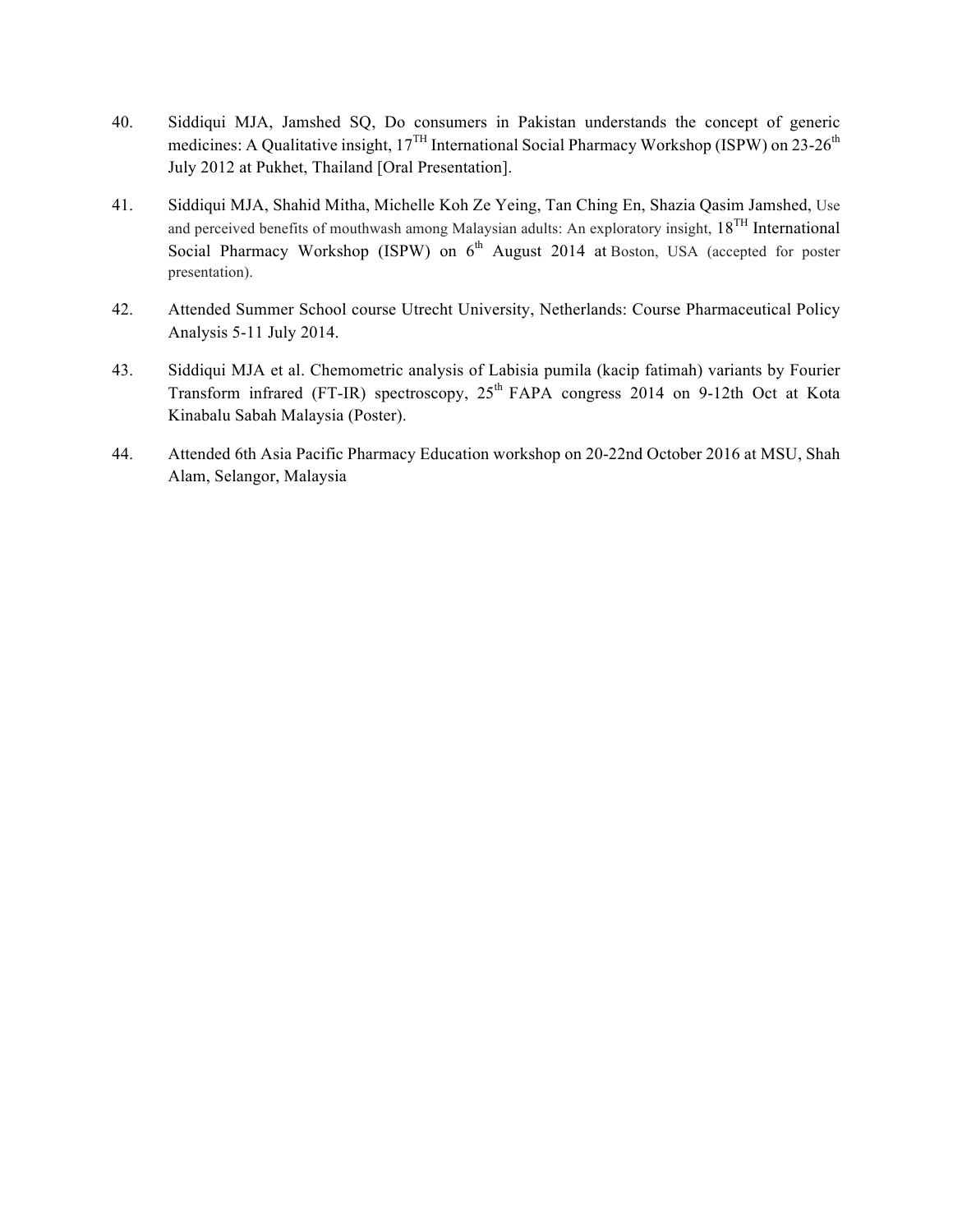40. Siddiqui MJA, Jamshed SQ, Do consumers in Pakistan understands the concept of generic medicines: A Qualitative insight, 17[TH] International Social Pharmacy Workshop (ISPW) on 23-26[th] July 2012 at Pukhet, Thailand [Oral Presentation].

41. Siddiqui MJA, Shahid Mitha, Michelle Koh Ze Yeing, Tan Ching En, Shazia Qasim Jamshed, Use and perceived benefits of mouthwash among Malaysian adults: An exploratory insight, 18[TH] International Social Pharmacy Workshop (ISPW) on 6[th] August 2014 at Boston, USA (accepted for poster presentation).

42. Attended Summer School course Utrecht University, Netherlands: Course Pharmaceutical Policy Analysis 5-11 July 2014.

43. Siddiqui MJA et al. Chemometric analysis of Labisia pumila (kacip fatimah) variants by Fourier Transform infrared (FT-IR) spectroscopy, 25[th] FAPA congress 2014 on 9-12th Oct at Kota Kinabalu Sabah Malaysia (Poster).

44. Attended 6th Asia Pacific Pharmacy Education workshop on 20-22nd October 2016 at MSU, Shah Alam, Selangor, Malaysia